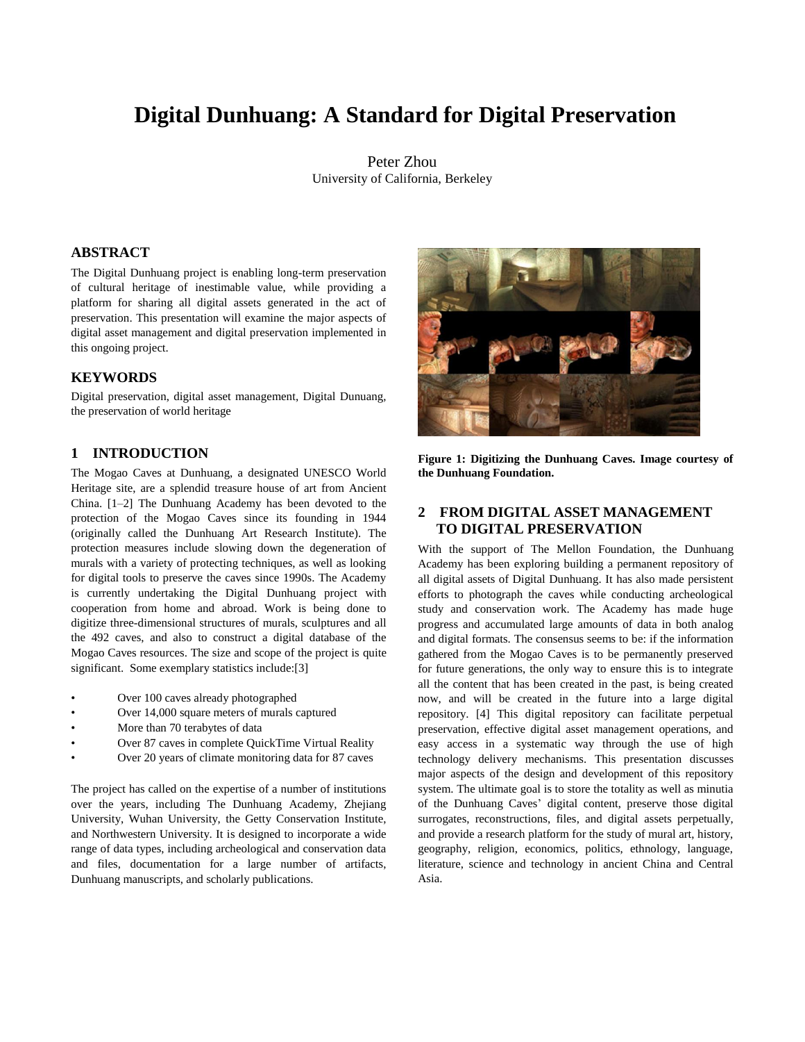# Digital Dunhuang: A Standard for Digital Preservation

Peter Zhou
University of California, Berkeley

## ABSTRACT

The Digital Dunhuang project is enabling long-term preservation of cultural heritage of inestimable value, while providing a platform for sharing all digital assets generated in the act of preservation. This presentation will examine the major aspects of digital asset management and digital preservation implemented in this ongoing project.

## KEYWORDS

Digital preservation, digital asset management, Digital Dunuang, the preservation of world heritage

## 1 INTRODUCTION

The Mogao Caves at Dunhuang, a designated UNESCO World Heritage site, are a splendid treasure house of art from Ancient China. [1–2] The Dunhuang Academy has been devoted to the protection of the Mogao Caves since its founding in 1944 (originally called the Dunhuang Art Research Institute). The protection measures include slowing down the degeneration of murals with a variety of protecting techniques, as well as looking for digital tools to preserve the caves since 1990s. The Academy is currently undertaking the Digital Dunhuang project with cooperation from home and abroad. Work is being done to digitize three-dimensional structures of murals, sculptures and all the 492 caves, and also to construct a digital database of the Mogao Caves resources. The size and scope of the project is quite significant. Some exemplary statistics include:[3]

- Over 100 caves already photographed
- Over 14,000 square meters of murals captured
- More than 70 terabytes of data
- Over 87 caves in complete QuickTime Virtual Reality
- Over 20 years of climate monitoring data for 87 caves

The project has called on the expertise of a number of institutions over the years, including The Dunhuang Academy, Zhejiang University, Wuhan University, the Getty Conservation Institute, and Northwestern University. It is designed to incorporate a wide range of data types, including archeological and conservation data and files, documentation for a large number of artifacts, Dunhuang manuscripts, and scholarly publications.

**Figure 1: Digitizing the Dunhuang Caves. Image courtesy of the Dunhuang Foundation.**

## 2 FROM DIGITAL ASSET MANAGEMENT TO DIGITAL PRESERVATION

With the support of The Mellon Foundation, the Dunhuang Academy has been exploring building a permanent repository of all digital assets of Digital Dunhuang. It has also made persistent efforts to photograph the caves while conducting archeological study and conservation work. The Academy has made huge progress and accumulated large amounts of data in both analog and digital formats. The consensus seems to be: if the information gathered from the Mogao Caves is to be permanently preserved for future generations, the only way to ensure this is to integrate all the content that has been created in the past, is being created now, and will be created in the future into a large digital repository. [4] This digital repository can facilitate perpetual preservation, effective digital asset management operations, and easy access in a systematic way through the use of high technology delivery mechanisms. This presentation discusses major aspects of the design and development of this repository system. The ultimate goal is to store the totality as well as minutia of the Dunhuang Caves' digital content, preserve those digital surrogates, reconstructions, files, and digital assets perpetually, and provide a research platform for the study of mural art, history, geography, religion, economics, politics, ethnology, language, literature, science and technology in ancient China and Central Asia.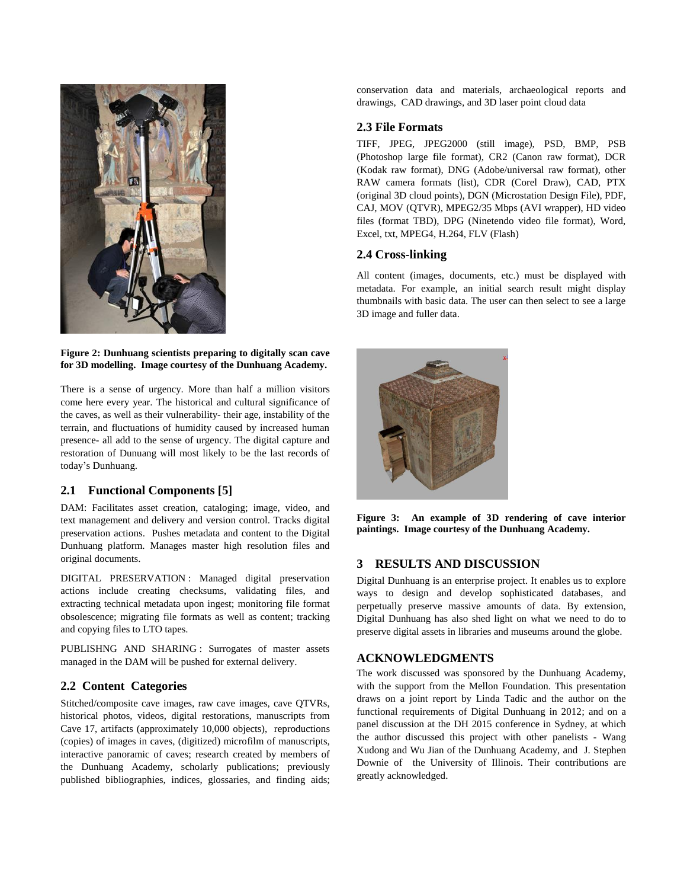Figure 2: Dunhuang scientists preparing to digitally scan cave for 3D modelling. Image courtesy of the Dunhuang Academy.

There is a sense of urgency. More than half a million visitors come here every year. The historical and cultural significance of the caves, as well as their vulnerability- their age, instability of the terrain, and fluctuations of humidity caused by increased human presence- all add to the sense of urgency. The digital capture and restoration of Dunuang will most likely to be the last records of today's Dunhuang.

## 2.1 Functional Components [5]

DAM: Facilitates asset creation, cataloging; image, video, and text management and delivery and version control. Tracks digital preservation actions. Pushes metadata and content to the Digital Dunhuang platform. Manages master high resolution files and original documents.

DIGITAL PRESERVATION : Managed digital preservation actions include creating checksums, validating files, and extracting technical metadata upon ingest; monitoring file format obsolescence; migrating file formats as well as content; tracking and copying files to LTO tapes.

PUBLISHNG AND SHARING : Surrogates of master assets managed in the DAM will be pushed for external delivery.

## 2.2 Content Categories

Stitched/composite cave images, raw cave images, cave QTVRs, historical photos, videos, digital restorations, manuscripts from Cave 17, artifacts (approximately 10,000 objects), reproductions (copies) of images in caves, (digitized) microfilm of manuscripts, interactive panoramic of caves; research created by members of the Dunhuang Academy, scholarly publications; previously published bibliographies, indices, glossaries, and finding aids; conservation data and materials, archaeological reports and drawings, CAD drawings, and 3D laser point cloud data

## 2.3 File Formats

TIFF, JPEG, JPEG2000 (still image), PSD, BMP, PSB (Photoshop large file format), CR2 (Canon raw format), DCR (Kodak raw format), DNG (Adobe/universal raw format), other RAW camera formats (list), CDR (Corel Draw), CAD, PTX (original 3D cloud points), DGN (Microstation Design File), PDF, CAJ, MOV (QTVR), MPEG2/35 Mbps (AVI wrapper), HD video files (format TBD), DPG (Ninetendo video file format), Word, Excel, txt, MPEG4, H.264, FLV (Flash)

## 2.4 Cross-linking

All content (images, documents, etc.) must be displayed with metadata. For example, an initial search result might display thumbnails with basic data. The user can then select to see a large 3D image and fuller data.

Figure 3: An example of 3D rendering of cave interior paintings. Image courtesy of the Dunhuang Academy.

# 3 RESULTS AND DISCUSSION

Digital Dunhuang is an enterprise project. It enables us to explore ways to design and develop sophisticated databases, and perpetually preserve massive amounts of data. By extension, Digital Dunhuang has also shed light on what we need to do to preserve digital assets in libraries and museums around the globe.

# ACKNOWLEDGMENTS

The work discussed was sponsored by the Dunhuang Academy, with the support from the Mellon Foundation. This presentation draws on a joint report by Linda Tadic and the author on the functional requirements of Digital Dunhuang in 2012; and on a panel discussion at the DH 2015 conference in Sydney, at which the author discussed this project with other panelists - Wang Xudong and Wu Jian of the Dunhuang Academy, and J. Stephen Downie of the University of Illinois. Their contributions are greatly acknowledged.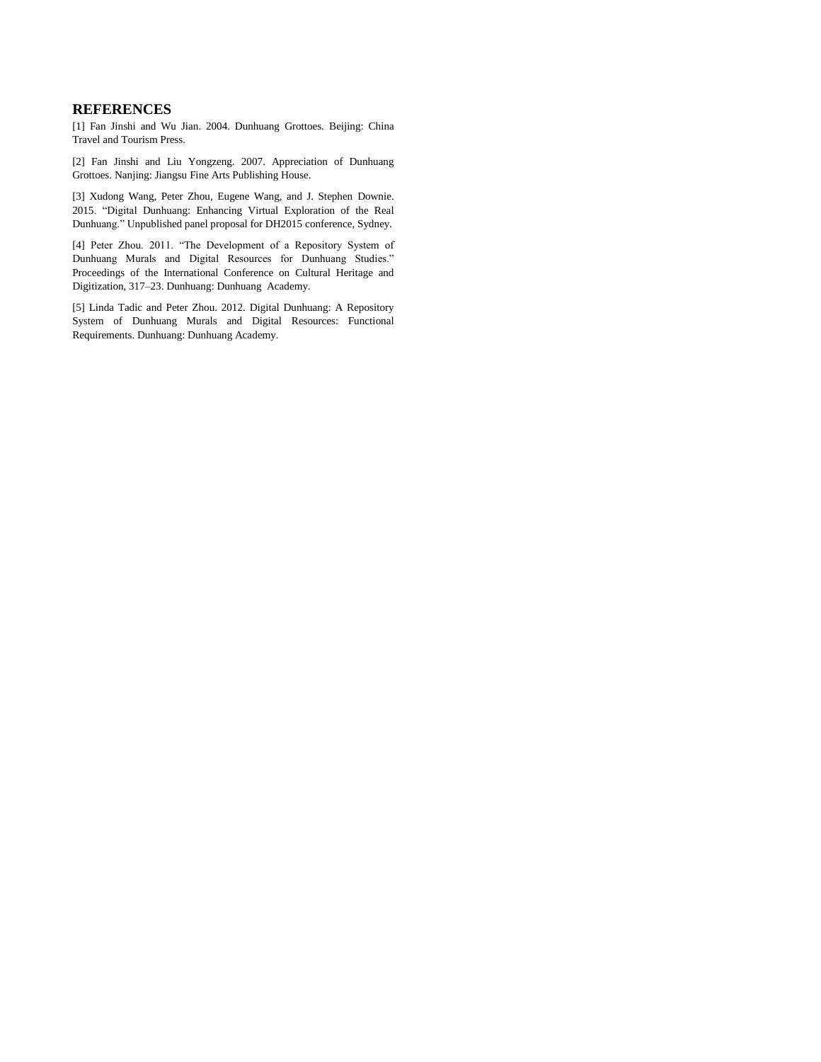## REFERENCES

[1] Fan Jinshi and Wu Jian. 2004. Dunhuang Grottoes. Beijing: China Travel and Tourism Press.

[2] Fan Jinshi and Liu Yongzeng. 2007. Appreciation of Dunhuang Grottoes. Nanjing: Jiangsu Fine Arts Publishing House.

[3] Xudong Wang, Peter Zhou, Eugene Wang, and J. Stephen Downie. 2015. “Digital Dunhuang: Enhancing Virtual Exploration of the Real Dunhuang.” Unpublished panel proposal for DH2015 conference, Sydney.

[4] Peter Zhou. 2011. “The Development of a Repository System of Dunhuang Murals and Digital Resources for Dunhuang Studies.” Proceedings of the International Conference on Cultural Heritage and Digitization, 317–23. Dunhuang: Dunhuang Academy.

[5] Linda Tadic and Peter Zhou. 2012. Digital Dunhuang: A Repository System of Dunhuang Murals and Digital Resources: Functional Requirements. Dunhuang: Dunhuang Academy.